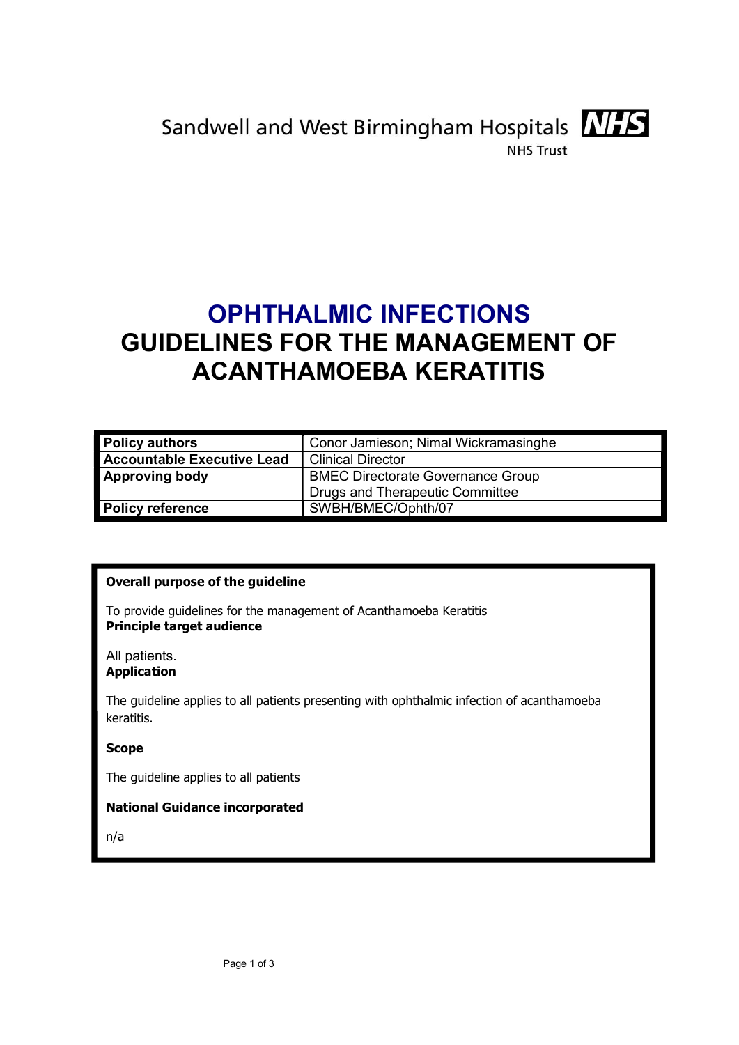Sandwell and West Birmingham Hospitals NHS Trust

# OPHTHALMIC INFECTIONS
# GUIDELINES FOR THE MANAGEMENT OF ACANTHAMOEBA KERATITIS

| | |
|---|---|
| **Policy authors** | Conor Jamieson; Nimal Wickramasinghe |
| **Accountable Executive Lead** | Clinical Director |
| **Approving body** | BMEC Directorate Governance Group<br>Drugs and Therapeutic Committee |
| **Policy reference** | SWBH/BMEC/Ophth/07 |

**Overall purpose of the guideline**

To provide guidelines for the management of Acanthamoeba Keratitis

**Principle target audience**

All patients.

**Application**

The guideline applies to all patients presenting with ophthalmic infection of acanthamoeba keratitis.

**Scope**

The guideline applies to all patients

**National Guidance incorporated**

n/a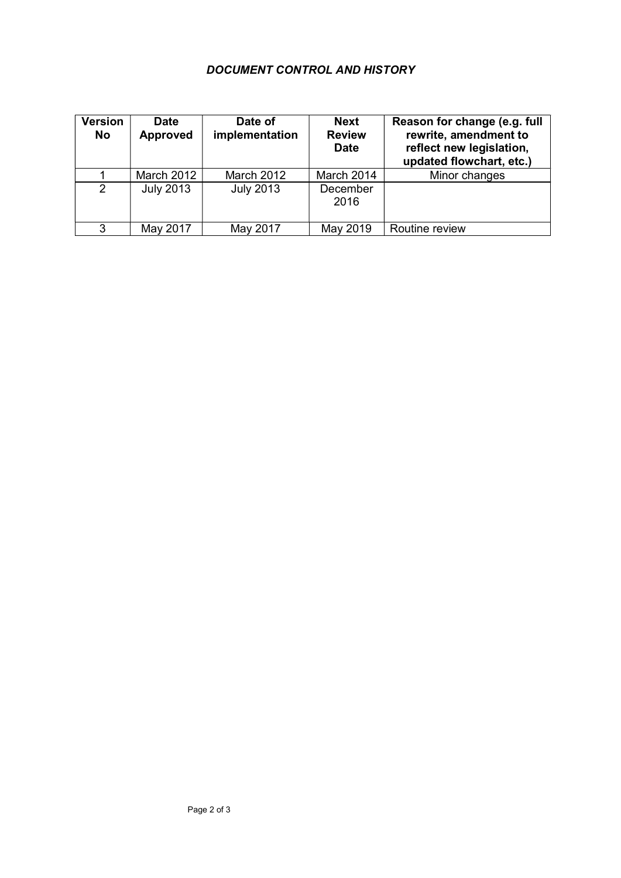### *DOCUMENT CONTROL AND HISTORY*

| Version No | Date Approved | Date of implementation | Next Review Date | Reason for change (e.g. full rewrite, amendment to reflect new legislation, updated flowchart, etc.) |
|---|---|---|---|---|
| 1 | March 2012 | March 2012 | March 2014 | Minor changes |
| 2 | July 2013 | July 2013 | December 2016 | |
| 3 | May 2017 | May 2017 | May 2019 | Routine review |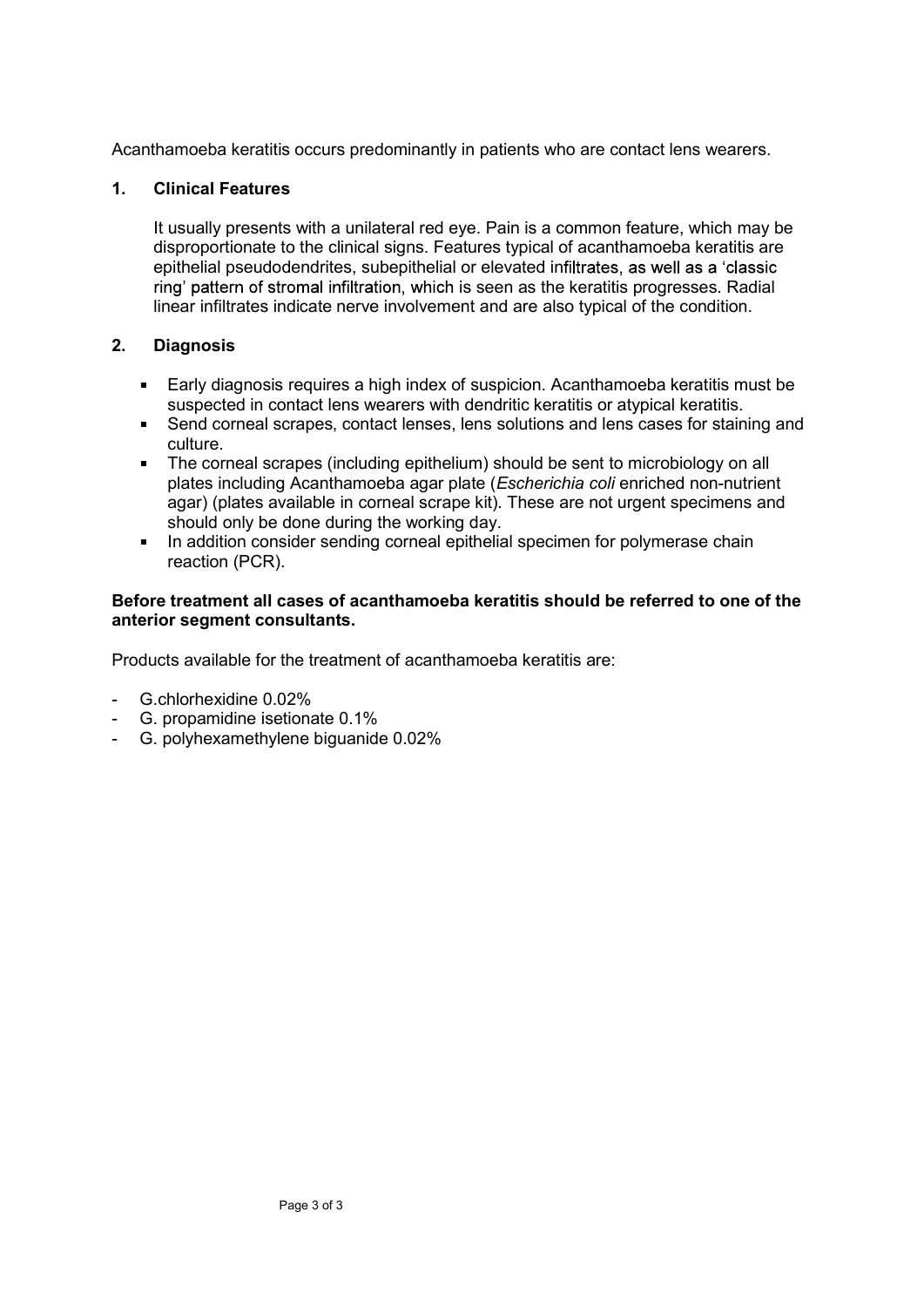Acanthamoeba keratitis occurs predominantly in patients who are contact lens wearers.

## 1. Clinical Features

It usually presents with a unilateral red eye. Pain is a common feature, which may be disproportionate to the clinical signs. Features typical of acanthamoeba keratitis are epithelial pseudodendrites, subepithelial or elevated infiltrates, as well as a 'classic ring' pattern of stromal infiltration, which is seen as the keratitis progresses. Radial linear infiltrates indicate nerve involvement and are also typical of the condition.

## 2. Diagnosis

- Early diagnosis requires a high index of suspicion. Acanthamoeba keratitis must be suspected in contact lens wearers with dendritic keratitis or atypical keratitis.
- Send corneal scrapes, contact lenses, lens solutions and lens cases for staining and culture.
- The corneal scrapes (including epithelium) should be sent to microbiology on all plates including Acanthamoeba agar plate (*Escherichia coli* enriched non-nutrient agar) (plates available in corneal scrape kit). These are not urgent specimens and should only be done during the working day.
- In addition consider sending corneal epithelial specimen for polymerase chain reaction (PCR).

**Before treatment all cases of acanthamoeba keratitis should be referred to one of the anterior segment consultants.**

Products available for the treatment of acanthamoeba keratitis are:

- G.chlorhexidine 0.02%
- G. propamidine isetionate 0.1%
- G. polyhexamethylene biguanide 0.02%